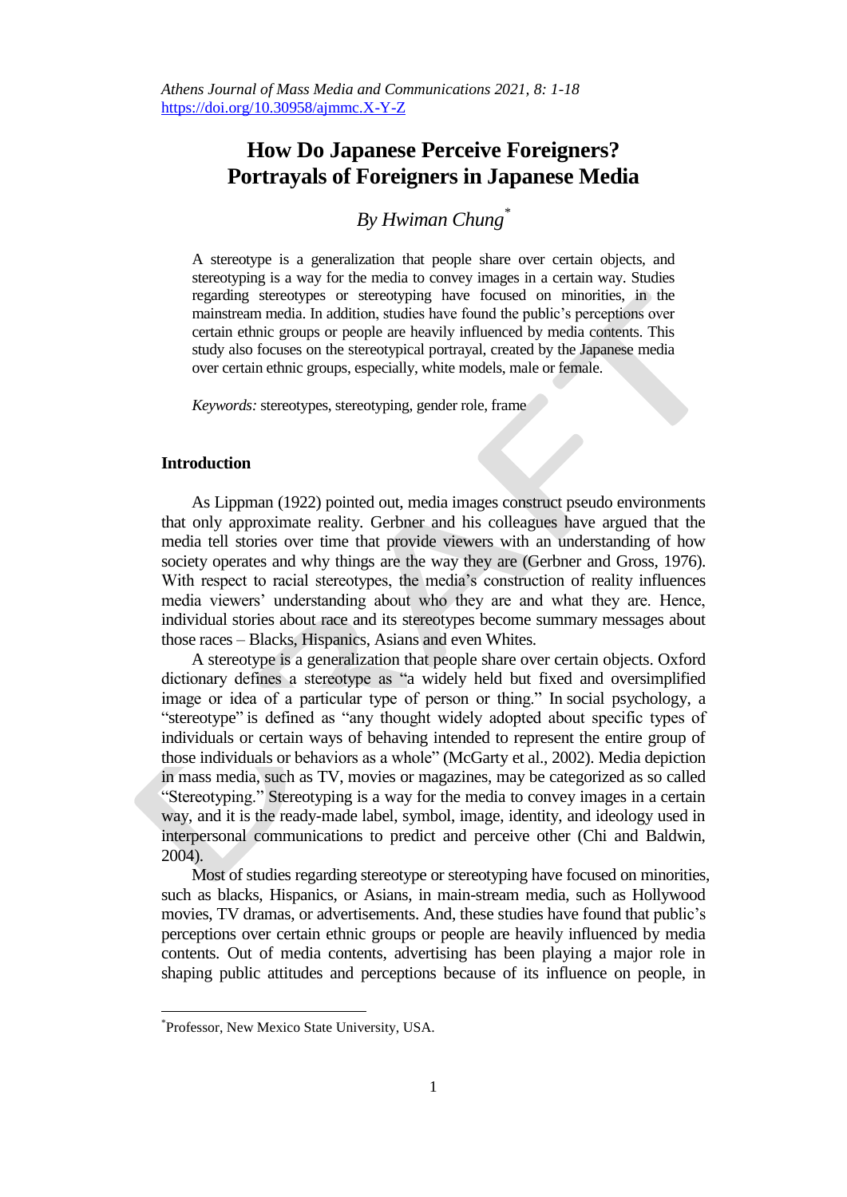# How Do Japanese Perceive Foreigners? Portrayals of Foreigners in Japanese Media

*By Hwiman Chung*[*]

A stereotype is a generalization that people share over certain objects, and stereotyping is a way for the media to convey images in a certain way. Studies regarding stereotypes or stereotyping have focused on minorities, in the mainstream media. In addition, studies have found the public's perceptions over certain ethnic groups or people are heavily influenced by media contents. This study also focuses on the stereotypical portrayal, created by the Japanese media over certain ethnic groups, especially, white models, male or female.

*Keywords:* stereotypes, stereotyping, gender role, frame

## Introduction

As Lippman (1922) pointed out, media images construct pseudo environments that only approximate reality. Gerbner and his colleagues have argued that the media tell stories over time that provide viewers with an understanding of how society operates and why things are the way they are (Gerbner and Gross, 1976). With respect to racial stereotypes, the media's construction of reality influences media viewers' understanding about who they are and what they are. Hence, individual stories about race and its stereotypes become summary messages about those races – Blacks, Hispanics, Asians and even Whites.

A stereotype is a generalization that people share over certain objects. Oxford dictionary defines a stereotype as "a widely held but fixed and oversimplified image or idea of a particular type of person or thing." In social psychology, a "stereotype" is defined as "any thought widely adopted about specific types of individuals or certain ways of behaving intended to represent the entire group of those individuals or behaviors as a whole" (McGarty et al., 2002). Media depiction in mass media, such as TV, movies or magazines, may be categorized as so called "Stereotyping." Stereotyping is a way for the media to convey images in a certain way, and it is the ready-made label, symbol, image, identity, and ideology used in interpersonal communications to predict and perceive other (Chi and Baldwin, 2004).

Most of studies regarding stereotype or stereotyping have focused on minorities, such as blacks, Hispanics, or Asians, in main-stream media, such as Hollywood movies, TV dramas, or advertisements. And, these studies have found that public's perceptions over certain ethnic groups or people are heavily influenced by media contents. Out of media contents, advertising has been playing a major role in shaping public attitudes and perceptions because of its influence on people, in

---

[*] Professor, New Mexico State University, USA.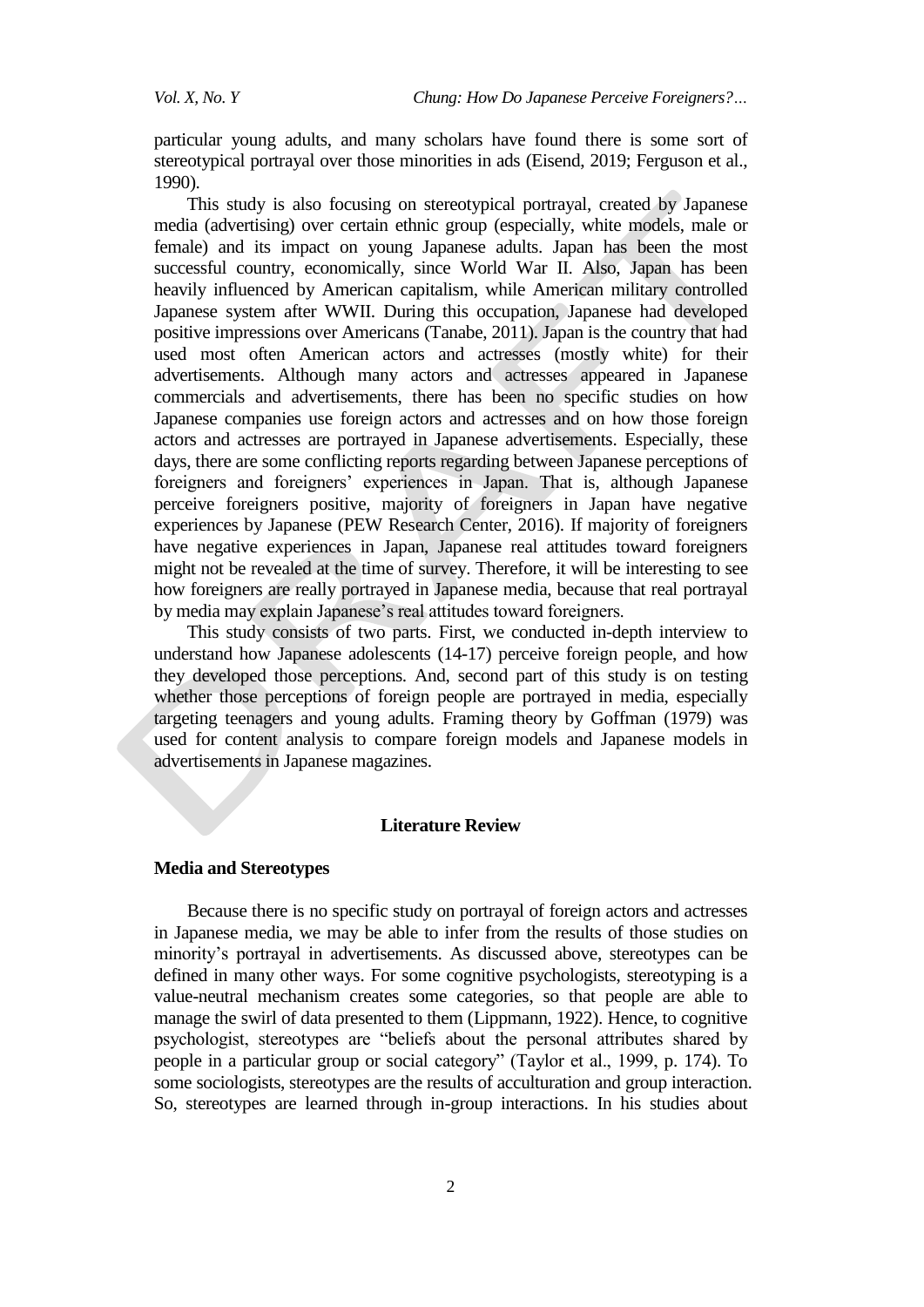particular young adults, and many scholars have found there is some sort of stereotypical portrayal over those minorities in ads (Eisend, 2019; Ferguson et al., 1990).

This study is also focusing on stereotypical portrayal, created by Japanese media (advertising) over certain ethnic group (especially, white models, male or female) and its impact on young Japanese adults. Japan has been the most successful country, economically, since World War II. Also, Japan has been heavily influenced by American capitalism, while American military controlled Japanese system after WWII. During this occupation, Japanese had developed positive impressions over Americans (Tanabe, 2011). Japan is the country that had used most often American actors and actresses (mostly white) for their advertisements. Although many actors and actresses appeared in Japanese commercials and advertisements, there has been no specific studies on how Japanese companies use foreign actors and actresses and on how those foreign actors and actresses are portrayed in Japanese advertisements. Especially, these days, there are some conflicting reports regarding between Japanese perceptions of foreigners and foreigners' experiences in Japan. That is, although Japanese perceive foreigners positive, majority of foreigners in Japan have negative experiences by Japanese (PEW Research Center, 2016). If majority of foreigners have negative experiences in Japan, Japanese real attitudes toward foreigners might not be revealed at the time of survey. Therefore, it will be interesting to see how foreigners are really portrayed in Japanese media, because that real portrayal by media may explain Japanese's real attitudes toward foreigners.

This study consists of two parts. First, we conducted in-depth interview to understand how Japanese adolescents (14-17) perceive foreign people, and how they developed those perceptions. And, second part of this study is on testing whether those perceptions of foreign people are portrayed in media, especially targeting teenagers and young adults. Framing theory by Goffman (1979) was used for content analysis to compare foreign models and Japanese models in advertisements in Japanese magazines.

## Literature Review

### Media and Stereotypes

Because there is no specific study on portrayal of foreign actors and actresses in Japanese media, we may be able to infer from the results of those studies on minority's portrayal in advertisements. As discussed above, stereotypes can be defined in many other ways. For some cognitive psychologists, stereotyping is a value-neutral mechanism creates some categories, so that people are able to manage the swirl of data presented to them (Lippmann, 1922). Hence, to cognitive psychologist, stereotypes are "beliefs about the personal attributes shared by people in a particular group or social category" (Taylor et al., 1999, p. 174). To some sociologists, stereotypes are the results of acculturation and group interaction. So, stereotypes are learned through in-group interactions. In his studies about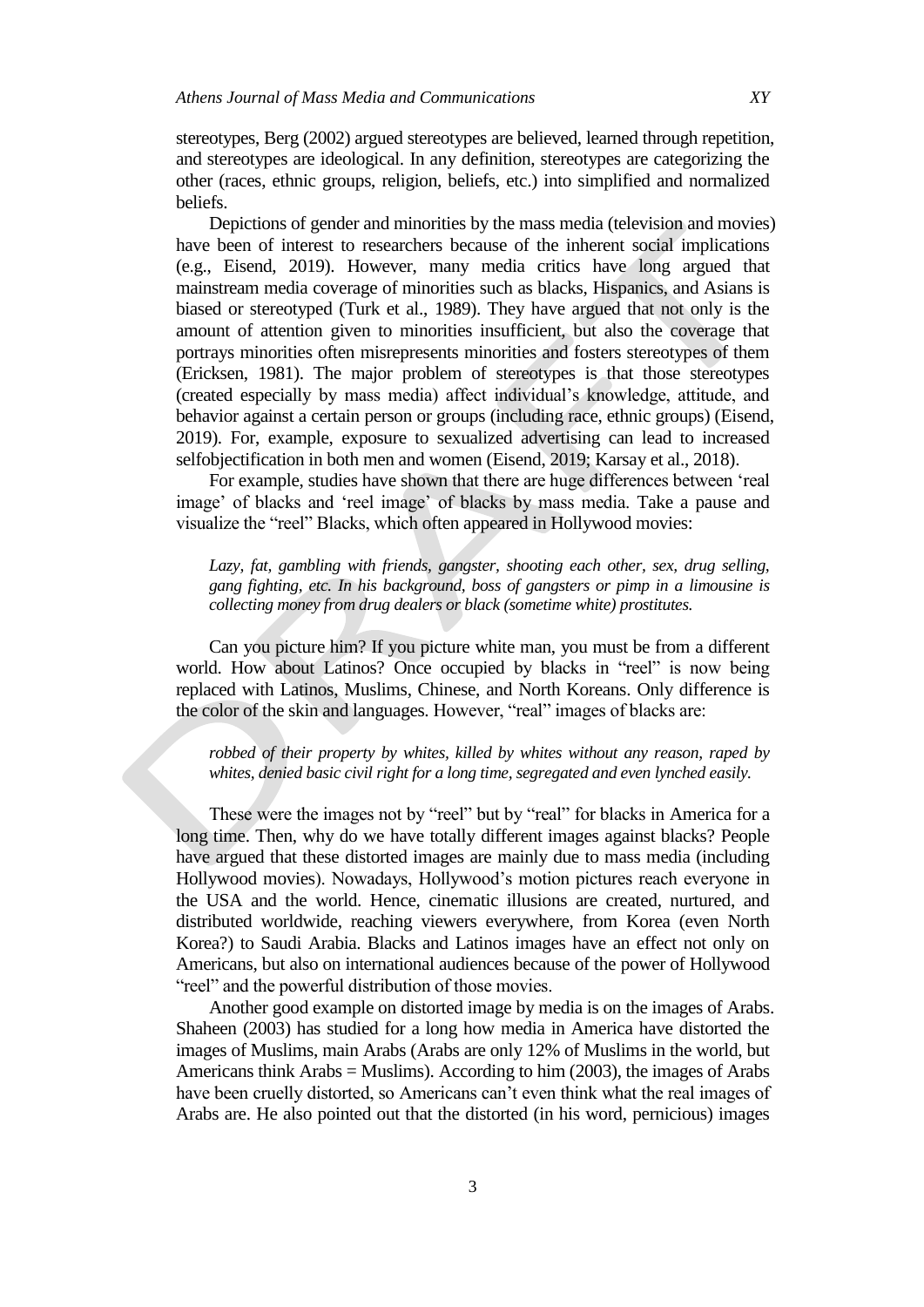stereotypes, Berg (2002) argued stereotypes are believed, learned through repetition, and stereotypes are ideological. In any definition, stereotypes are categorizing the other (races, ethnic groups, religion, beliefs, etc.) into simplified and normalized beliefs.

Depictions of gender and minorities by the mass media (television and movies) have been of interest to researchers because of the inherent social implications (e.g., Eisend, 2019). However, many media critics have long argued that mainstream media coverage of minorities such as blacks, Hispanics, and Asians is biased or stereotyped (Turk et al., 1989). They have argued that not only is the amount of attention given to minorities insufficient, but also the coverage that portrays minorities often misrepresents minorities and fosters stereotypes of them (Ericksen, 1981). The major problem of stereotypes is that those stereotypes (created especially by mass media) affect individual's knowledge, attitude, and behavior against a certain person or groups (including race, ethnic groups) (Eisend, 2019). For, example, exposure to sexualized advertising can lead to increased selfobjectification in both men and women (Eisend, 2019; Karsay et al., 2018).

For example, studies have shown that there are huge differences between 'real image' of blacks and 'reel image' of blacks by mass media. Take a pause and visualize the "reel" Blacks, which often appeared in Hollywood movies:

> *Lazy, fat, gambling with friends, gangster, shooting each other, sex, drug selling, gang fighting, etc. In his background, boss of gangsters or pimp in a limousine is collecting money from drug dealers or black (sometime white) prostitutes.*

Can you picture him? If you picture white man, you must be from a different world. How about Latinos? Once occupied by blacks in "reel" is now being replaced with Latinos, Muslims, Chinese, and North Koreans. Only difference is the color of the skin and languages. However, "real" images of blacks are:

> *robbed of their property by whites, killed by whites without any reason, raped by whites, denied basic civil right for a long time, segregated and even lynched easily.*

These were the images not by "reel" but by "real" for blacks in America for a long time. Then, why do we have totally different images against blacks? People have argued that these distorted images are mainly due to mass media (including Hollywood movies). Nowadays, Hollywood's motion pictures reach everyone in the USA and the world. Hence, cinematic illusions are created, nurtured, and distributed worldwide, reaching viewers everywhere, from Korea (even North Korea?) to Saudi Arabia. Blacks and Latinos images have an effect not only on Americans, but also on international audiences because of the power of Hollywood "reel" and the powerful distribution of those movies.

Another good example on distorted image by media is on the images of Arabs. Shaheen (2003) has studied for a long how media in America have distorted the images of Muslims, main Arabs (Arabs are only 12% of Muslims in the world, but Americans think Arabs = Muslims). According to him (2003), the images of Arabs have been cruelly distorted, so Americans can't even think what the real images of Arabs are. He also pointed out that the distorted (in his word, pernicious) images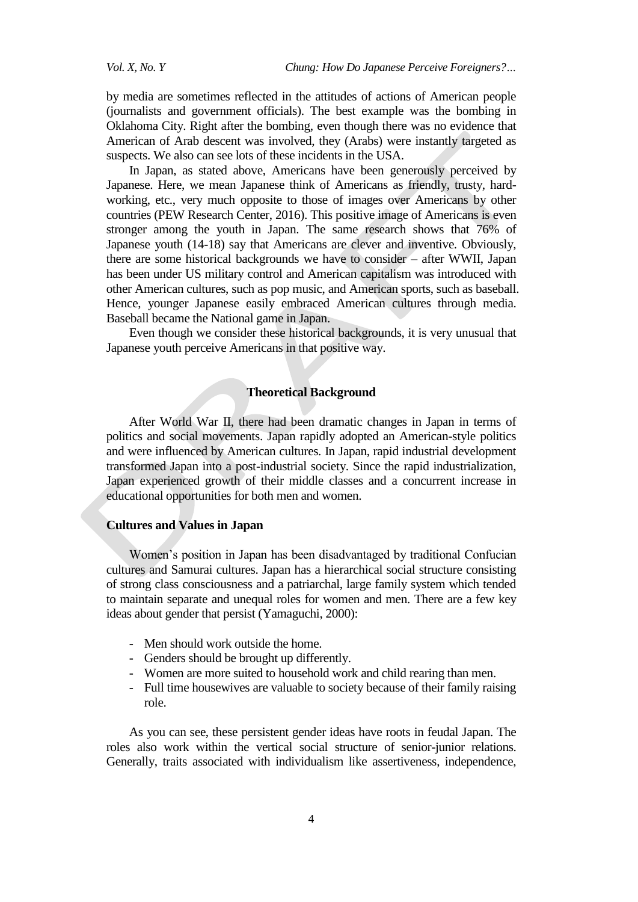by media are sometimes reflected in the attitudes of actions of American people (journalists and government officials). The best example was the bombing in Oklahoma City. Right after the bombing, even though there was no evidence that American of Arab descent was involved, they (Arabs) were instantly targeted as suspects. We also can see lots of these incidents in the USA.

In Japan, as stated above, Americans have been generously perceived by Japanese. Here, we mean Japanese think of Americans as friendly, trusty, hard-working, etc., very much opposite to those of images over Americans by other countries (PEW Research Center, 2016). This positive image of Americans is even stronger among the youth in Japan. The same research shows that 76% of Japanese youth (14-18) say that Americans are clever and inventive. Obviously, there are some historical backgrounds we have to consider – after WWII, Japan has been under US military control and American capitalism was introduced with other American cultures, such as pop music, and American sports, such as baseball. Hence, younger Japanese easily embraced American cultures through media. Baseball became the National game in Japan.

Even though we consider these historical backgrounds, it is very unusual that Japanese youth perceive Americans in that positive way.

## Theoretical Background

After World War II, there had been dramatic changes in Japan in terms of politics and social movements. Japan rapidly adopted an American-style politics and were influenced by American cultures. In Japan, rapid industrial development transformed Japan into a post-industrial society. Since the rapid industrialization, Japan experienced growth of their middle classes and a concurrent increase in educational opportunities for both men and women.

### Cultures and Values in Japan

Women's position in Japan has been disadvantaged by traditional Confucian cultures and Samurai cultures. Japan has a hierarchical social structure consisting of strong class consciousness and a patriarchal, large family system which tended to maintain separate and unequal roles for women and men. There are a few key ideas about gender that persist (Yamaguchi, 2000):

- Men should work outside the home.
- Genders should be brought up differently.
- Women are more suited to household work and child rearing than men.
- Full time housewives are valuable to society because of their family raising role.

As you can see, these persistent gender ideas have roots in feudal Japan. The roles also work within the vertical social structure of senior-junior relations. Generally, traits associated with individualism like assertiveness, independence,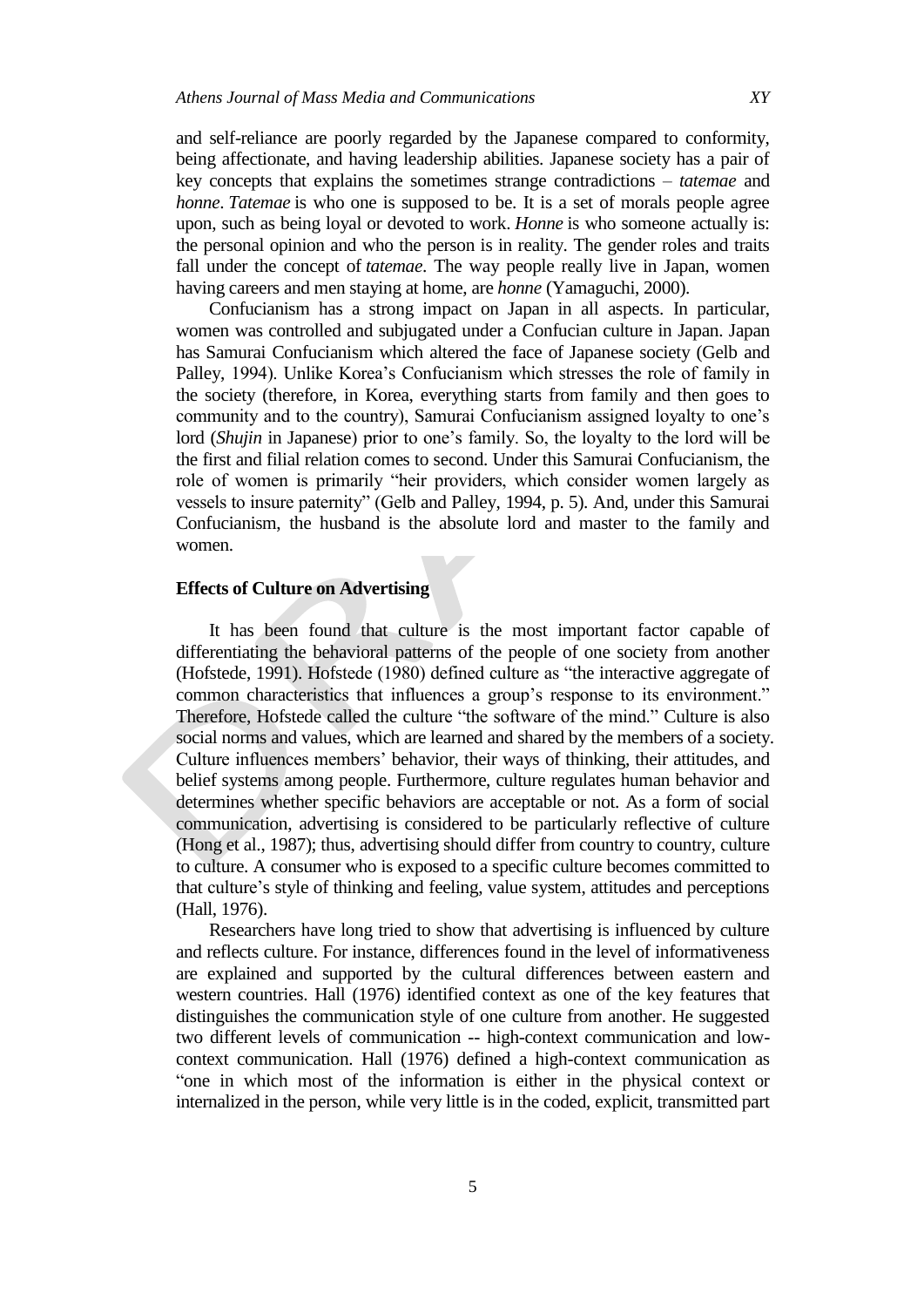and self-reliance are poorly regarded by the Japanese compared to conformity, being affectionate, and having leadership abilities. Japanese society has a pair of key concepts that explains the sometimes strange contradictions – *tatemae* and *honne*. *Tatemae* is who one is supposed to be. It is a set of morals people agree upon, such as being loyal or devoted to work. *Honne* is who someone actually is: the personal opinion and who the person is in reality. The gender roles and traits fall under the concept of *tatemae*. The way people really live in Japan, women having careers and men staying at home, are *honne* (Yamaguchi, 2000).

Confucianism has a strong impact on Japan in all aspects. In particular, women was controlled and subjugated under a Confucian culture in Japan. Japan has Samurai Confucianism which altered the face of Japanese society (Gelb and Palley, 1994). Unlike Korea's Confucianism which stresses the role of family in the society (therefore, in Korea, everything starts from family and then goes to community and to the country), Samurai Confucianism assigned loyalty to one's lord (*Shujin* in Japanese) prior to one's family. So, the loyalty to the lord will be the first and filial relation comes to second. Under this Samurai Confucianism, the role of women is primarily "heir providers, which consider women largely as vessels to insure paternity" (Gelb and Palley, 1994, p. 5). And, under this Samurai Confucianism, the husband is the absolute lord and master to the family and women.

### Effects of Culture on Advertising

It has been found that culture is the most important factor capable of differentiating the behavioral patterns of the people of one society from another (Hofstede, 1991). Hofstede (1980) defined culture as "the interactive aggregate of common characteristics that influences a group's response to its environment." Therefore, Hofstede called the culture "the software of the mind." Culture is also social norms and values, which are learned and shared by the members of a society. Culture influences members' behavior, their ways of thinking, their attitudes, and belief systems among people. Furthermore, culture regulates human behavior and determines whether specific behaviors are acceptable or not. As a form of social communication, advertising is considered to be particularly reflective of culture (Hong et al., 1987); thus, advertising should differ from country to country, culture to culture. A consumer who is exposed to a specific culture becomes committed to that culture's style of thinking and feeling, value system, attitudes and perceptions (Hall, 1976).

Researchers have long tried to show that advertising is influenced by culture and reflects culture. For instance, differences found in the level of informativeness are explained and supported by the cultural differences between eastern and western countries. Hall (1976) identified context as one of the key features that distinguishes the communication style of one culture from another. He suggested two different levels of communication -- high-context communication and low-context communication. Hall (1976) defined a high-context communication as "one in which most of the information is either in the physical context or internalized in the person, while very little is in the coded, explicit, transmitted part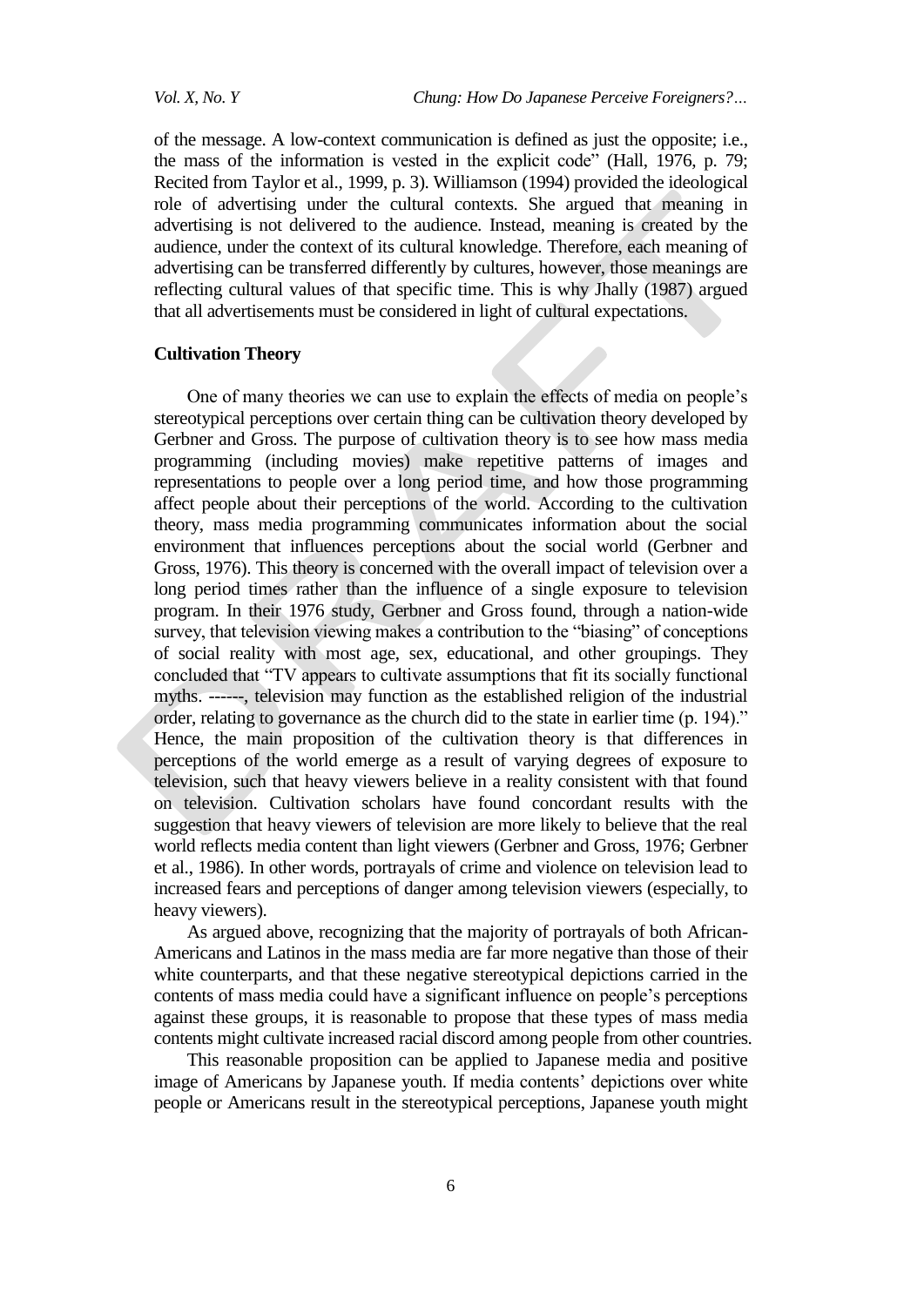of the message. A low-context communication is defined as just the opposite; i.e., the mass of the information is vested in the explicit code" (Hall, 1976, p. 79; Recited from Taylor et al., 1999, p. 3). Williamson (1994) provided the ideological role of advertising under the cultural contexts. She argued that meaning in advertising is not delivered to the audience. Instead, meaning is created by the audience, under the context of its cultural knowledge. Therefore, each meaning of advertising can be transferred differently by cultures, however, those meanings are reflecting cultural values of that specific time. This is why Jhally (1987) argued that all advertisements must be considered in light of cultural expectations.

### Cultivation Theory

One of many theories we can use to explain the effects of media on people's stereotypical perceptions over certain thing can be cultivation theory developed by Gerbner and Gross. The purpose of cultivation theory is to see how mass media programming (including movies) make repetitive patterns of images and representations to people over a long period time, and how those programming affect people about their perceptions of the world. According to the cultivation theory, mass media programming communicates information about the social environment that influences perceptions about the social world (Gerbner and Gross, 1976). This theory is concerned with the overall impact of television over a long period times rather than the influence of a single exposure to television program. In their 1976 study, Gerbner and Gross found, through a nation-wide survey, that television viewing makes a contribution to the "biasing" of conceptions of social reality with most age, sex, educational, and other groupings. They concluded that "TV appears to cultivate assumptions that fit its socially functional myths. ------, television may function as the established religion of the industrial order, relating to governance as the church did to the state in earlier time (p. 194)." Hence, the main proposition of the cultivation theory is that differences in perceptions of the world emerge as a result of varying degrees of exposure to television, such that heavy viewers believe in a reality consistent with that found on television. Cultivation scholars have found concordant results with the suggestion that heavy viewers of television are more likely to believe that the real world reflects media content than light viewers (Gerbner and Gross, 1976; Gerbner et al., 1986). In other words, portrayals of crime and violence on television lead to increased fears and perceptions of danger among television viewers (especially, to heavy viewers).

As argued above, recognizing that the majority of portrayals of both African-Americans and Latinos in the mass media are far more negative than those of their white counterparts, and that these negative stereotypical depictions carried in the contents of mass media could have a significant influence on people's perceptions against these groups, it is reasonable to propose that these types of mass media contents might cultivate increased racial discord among people from other countries.

This reasonable proposition can be applied to Japanese media and positive image of Americans by Japanese youth. If media contents' depictions over white people or Americans result in the stereotypical perceptions, Japanese youth might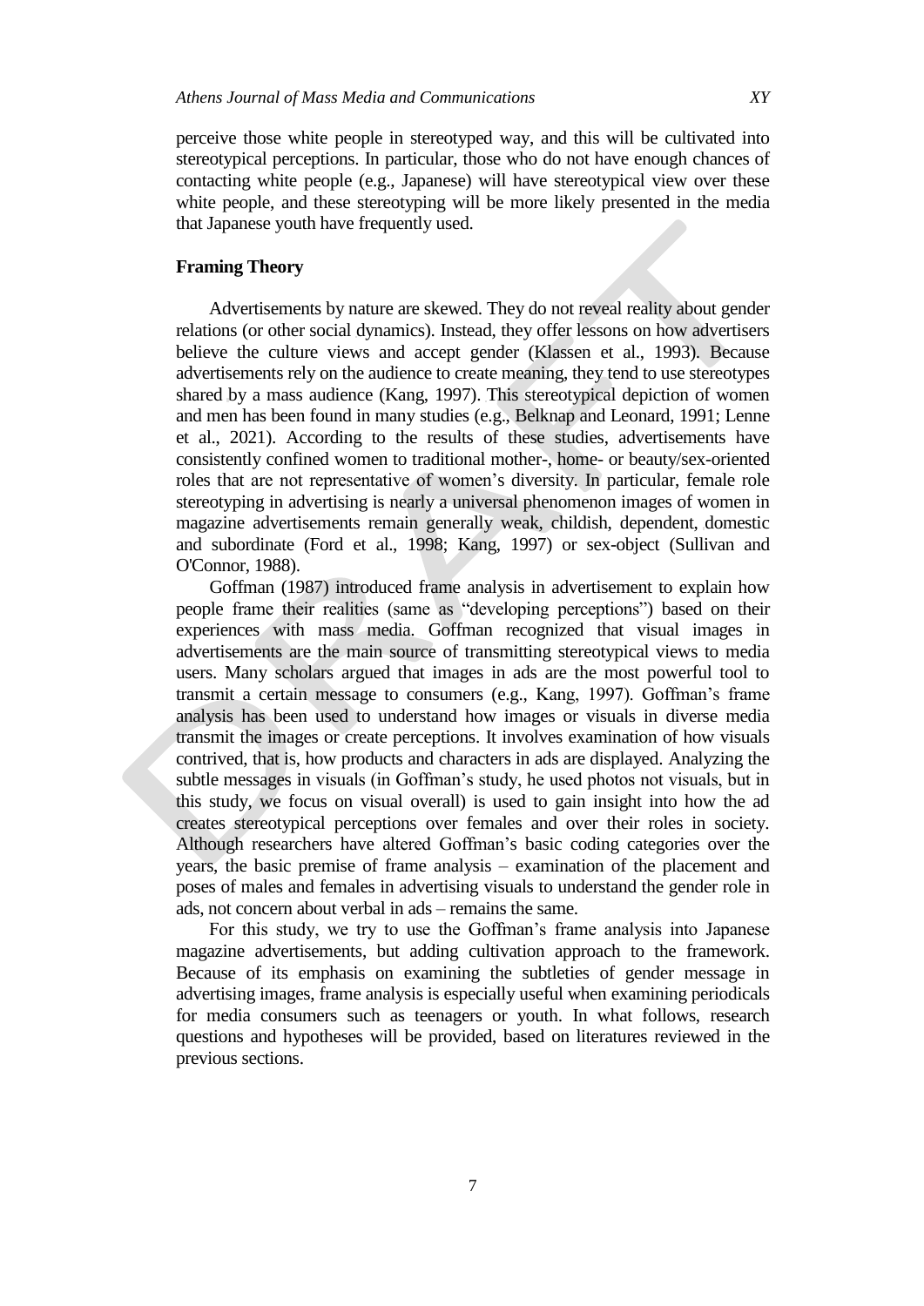perceive those white people in stereotyped way, and this will be cultivated into stereotypical perceptions. In particular, those who do not have enough chances of contacting white people (e.g., Japanese) will have stereotypical view over these white people, and these stereotyping will be more likely presented in the media that Japanese youth have frequently used.

### Framing Theory

Advertisements by nature are skewed. They do not reveal reality about gender relations (or other social dynamics). Instead, they offer lessons on how advertisers believe the culture views and accept gender (Klassen et al., 1993). Because advertisements rely on the audience to create meaning, they tend to use stereotypes shared by a mass audience (Kang, 1997). This stereotypical depiction of women and men has been found in many studies (e.g., Belknap and Leonard, 1991; Lenne et al., 2021). According to the results of these studies, advertisements have consistently confined women to traditional mother-, home- or beauty/sex-oriented roles that are not representative of women's diversity. In particular, female role stereotyping in advertising is nearly a universal phenomenon images of women in magazine advertisements remain generally weak, childish, dependent, domestic and subordinate (Ford et al., 1998; Kang, 1997) or sex-object (Sullivan and O'Connor, 1988).

Goffman (1987) introduced frame analysis in advertisement to explain how people frame their realities (same as "developing perceptions") based on their experiences with mass media. Goffman recognized that visual images in advertisements are the main source of transmitting stereotypical views to media users. Many scholars argued that images in ads are the most powerful tool to transmit a certain message to consumers (e.g., Kang, 1997). Goffman's frame analysis has been used to understand how images or visuals in diverse media transmit the images or create perceptions. It involves examination of how visuals contrived, that is, how products and characters in ads are displayed. Analyzing the subtle messages in visuals (in Goffman's study, he used photos not visuals, but in this study, we focus on visual overall) is used to gain insight into how the ad creates stereotypical perceptions over females and over their roles in society. Although researchers have altered Goffman's basic coding categories over the years, the basic premise of frame analysis – examination of the placement and poses of males and females in advertising visuals to understand the gender role in ads, not concern about verbal in ads – remains the same.

For this study, we try to use the Goffman's frame analysis into Japanese magazine advertisements, but adding cultivation approach to the framework. Because of its emphasis on examining the subtleties of gender message in advertising images, frame analysis is especially useful when examining periodicals for media consumers such as teenagers or youth. In what follows, research questions and hypotheses will be provided, based on literatures reviewed in the previous sections.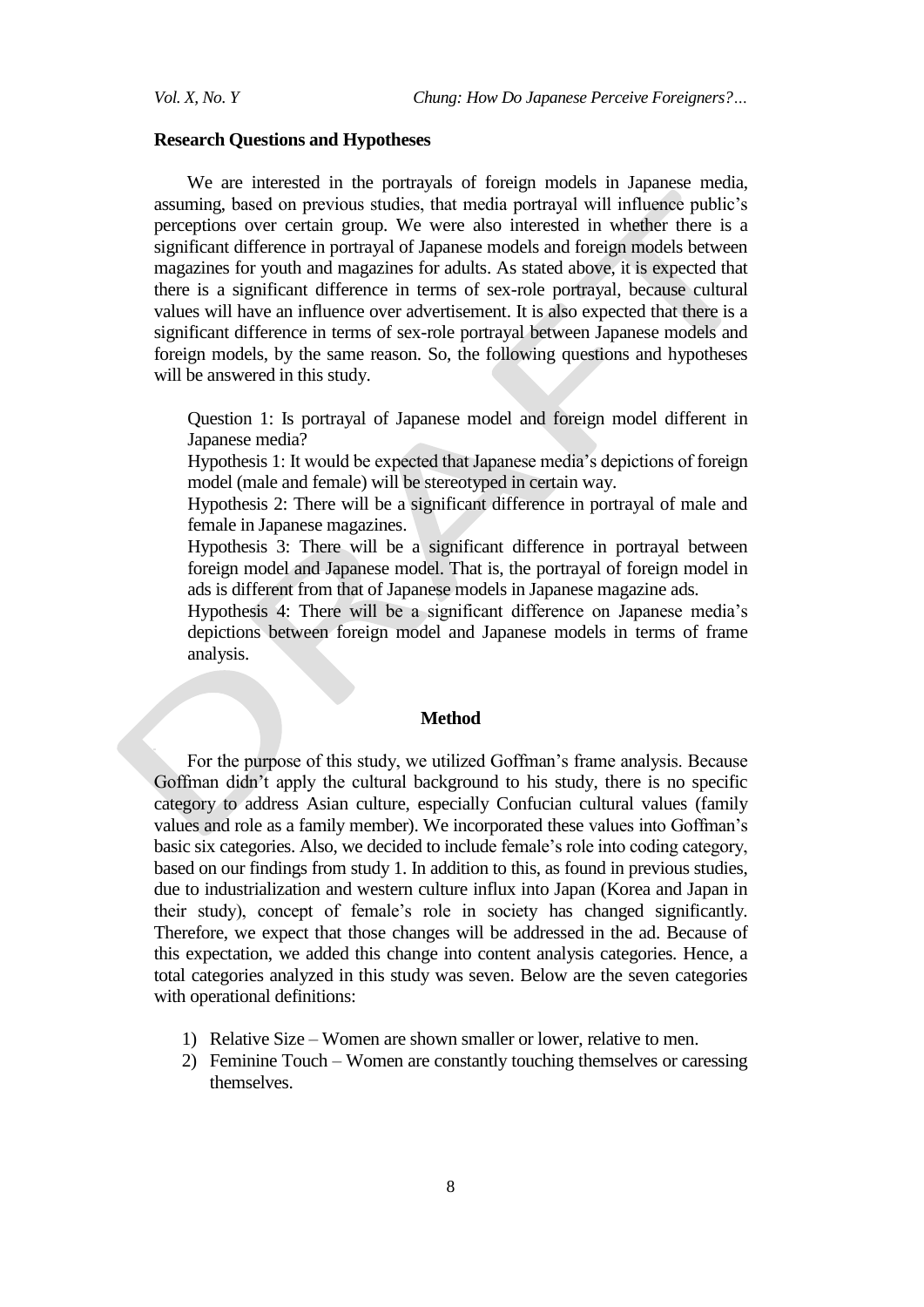**Research Questions and Hypotheses**

We are interested in the portrayals of foreign models in Japanese media, assuming, based on previous studies, that media portrayal will influence public's perceptions over certain group. We were also interested in whether there is a significant difference in portrayal of Japanese models and foreign models between magazines for youth and magazines for adults. As stated above, it is expected that there is a significant difference in terms of sex-role portrayal, because cultural values will have an influence over advertisement. It is also expected that there is a significant difference in terms of sex-role portrayal between Japanese models and foreign models, by the same reason. So, the following questions and hypotheses will be answered in this study.

> Question 1: Is portrayal of Japanese model and foreign model different in Japanese media?
> Hypothesis 1: It would be expected that Japanese media's depictions of foreign model (male and female) will be stereotyped in certain way.
> Hypothesis 2: There will be a significant difference in portrayal of male and female in Japanese magazines.
> Hypothesis 3: There will be a significant difference in portrayal between foreign model and Japanese model. That is, the portrayal of foreign model in ads is different from that of Japanese models in Japanese magazine ads.
> Hypothesis 4: There will be a significant difference on Japanese media's depictions between foreign model and Japanese models in terms of frame analysis.

**Method**

For the purpose of this study, we utilized Goffman's frame analysis. Because Goffman didn't apply the cultural background to his study, there is no specific category to address Asian culture, especially Confucian cultural values (family values and role as a family member). We incorporated these values into Goffman's basic six categories. Also, we decided to include female's role into coding category, based on our findings from study 1. In addition to this, as found in previous studies, due to industrialization and western culture influx into Japan (Korea and Japan in their study), concept of female's role in society has changed significantly. Therefore, we expect that those changes will be addressed in the ad. Because of this expectation, we added this change into content analysis categories. Hence, a total categories analyzed in this study was seven. Below are the seven categories with operational definitions:

1) Relative Size – Women are shown smaller or lower, relative to men.
2) Feminine Touch – Women are constantly touching themselves or caressing themselves.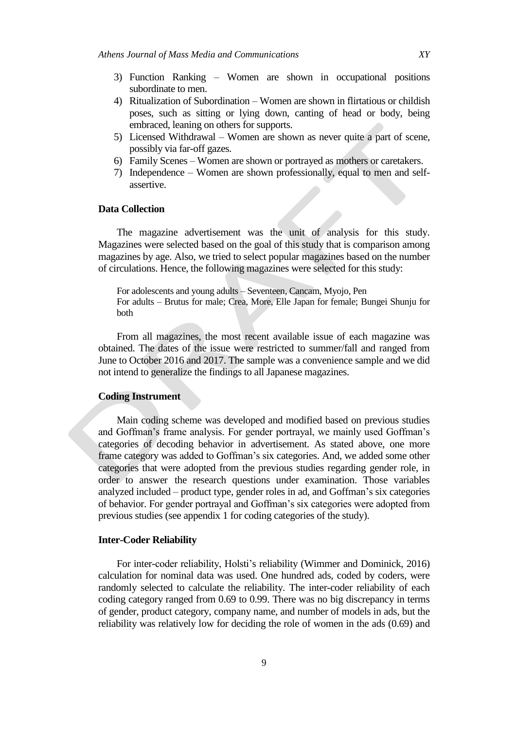3) Function Ranking – Women are shown in occupational positions subordinate to men.
4) Ritualization of Subordination – Women are shown in flirtatious or childish poses, such as sitting or lying down, canting of head or body, being embraced, leaning on others for supports.
5) Licensed Withdrawal – Women are shown as never quite a part of scene, possibly via far-off gazes.
6) Family Scenes – Women are shown or portrayed as mothers or caretakers.
7) Independence – Women are shown professionally, equal to men and self-assertive.

### Data Collection

The magazine advertisement was the unit of analysis for this study. Magazines were selected based on the goal of this study that is comparison among magazines by age. Also, we tried to select popular magazines based on the number of circulations. Hence, the following magazines were selected for this study:

For adolescents and young adults – Seventeen, Cancam, Myojo, Pen
For adults – Brutus for male; Crea, More, Elle Japan for female; Bungei Shunju for both

From all magazines, the most recent available issue of each magazine was obtained. The dates of the issue were restricted to summer/fall and ranged from June to October 2016 and 2017. The sample was a convenience sample and we did not intend to generalize the findings to all Japanese magazines.

### Coding Instrument

Main coding scheme was developed and modified based on previous studies and Goffman's frame analysis. For gender portrayal, we mainly used Goffman's categories of decoding behavior in advertisement. As stated above, one more frame category was added to Goffman's six categories. And, we added some other categories that were adopted from the previous studies regarding gender role, in order to answer the research questions under examination. Those variables analyzed included – product type, gender roles in ad, and Goffman's six categories of behavior. For gender portrayal and Goffman's six categories were adopted from previous studies (see appendix 1 for coding categories of the study).

### Inter-Coder Reliability

For inter-coder reliability, Holsti's reliability (Wimmer and Dominick, 2016) calculation for nominal data was used. One hundred ads, coded by coders, were randomly selected to calculate the reliability. The inter-coder reliability of each coding category ranged from 0.69 to 0.99. There was no big discrepancy in terms of gender, product category, company name, and number of models in ads, but the reliability was relatively low for deciding the role of women in the ads (0.69) and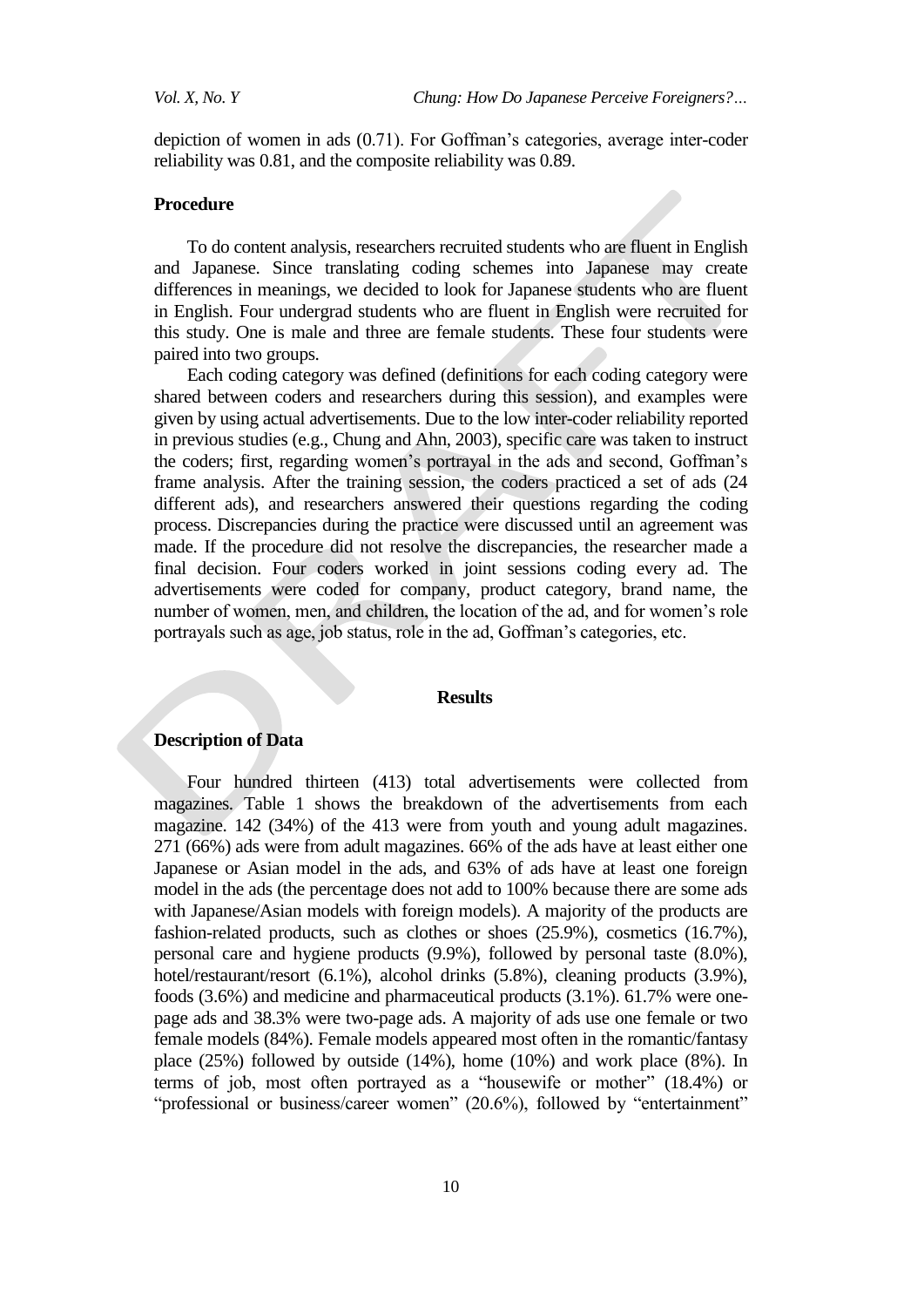depiction of women in ads (0.71). For Goffman's categories, average inter-coder reliability was 0.81, and the composite reliability was 0.89.

### Procedure

To do content analysis, researchers recruited students who are fluent in English and Japanese. Since translating coding schemes into Japanese may create differences in meanings, we decided to look for Japanese students who are fluent in English. Four undergrad students who are fluent in English were recruited for this study. One is male and three are female students. These four students were paired into two groups.

Each coding category was defined (definitions for each coding category were shared between coders and researchers during this session), and examples were given by using actual advertisements. Due to the low inter-coder reliability reported in previous studies (e.g., Chung and Ahn, 2003), specific care was taken to instruct the coders; first, regarding women's portrayal in the ads and second, Goffman's frame analysis. After the training session, the coders practiced a set of ads (24 different ads), and researchers answered their questions regarding the coding process. Discrepancies during the practice were discussed until an agreement was made. If the procedure did not resolve the discrepancies, the researcher made a final decision. Four coders worked in joint sessions coding every ad. The advertisements were coded for company, product category, brand name, the number of women, men, and children, the location of the ad, and for women's role portrayals such as age, job status, role in the ad, Goffman's categories, etc.

## Results

### Description of Data

Four hundred thirteen (413) total advertisements were collected from magazines. Table 1 shows the breakdown of the advertisements from each magazine. 142 (34%) of the 413 were from youth and young adult magazines. 271 (66%) ads were from adult magazines. 66% of the ads have at least either one Japanese or Asian model in the ads, and 63% of ads have at least one foreign model in the ads (the percentage does not add to 100% because there are some ads with Japanese/Asian models with foreign models). A majority of the products are fashion-related products, such as clothes or shoes (25.9%), cosmetics (16.7%), personal care and hygiene products (9.9%), followed by personal taste (8.0%), hotel/restaurant/resort (6.1%), alcohol drinks (5.8%), cleaning products (3.9%), foods (3.6%) and medicine and pharmaceutical products (3.1%). 61.7% were one-page ads and 38.3% were two-page ads. A majority of ads use one female or two female models (84%). Female models appeared most often in the romantic/fantasy place (25%) followed by outside (14%), home (10%) and work place (8%). In terms of job, most often portrayed as a "housewife or mother" (18.4%) or "professional or business/career women" (20.6%), followed by "entertainment"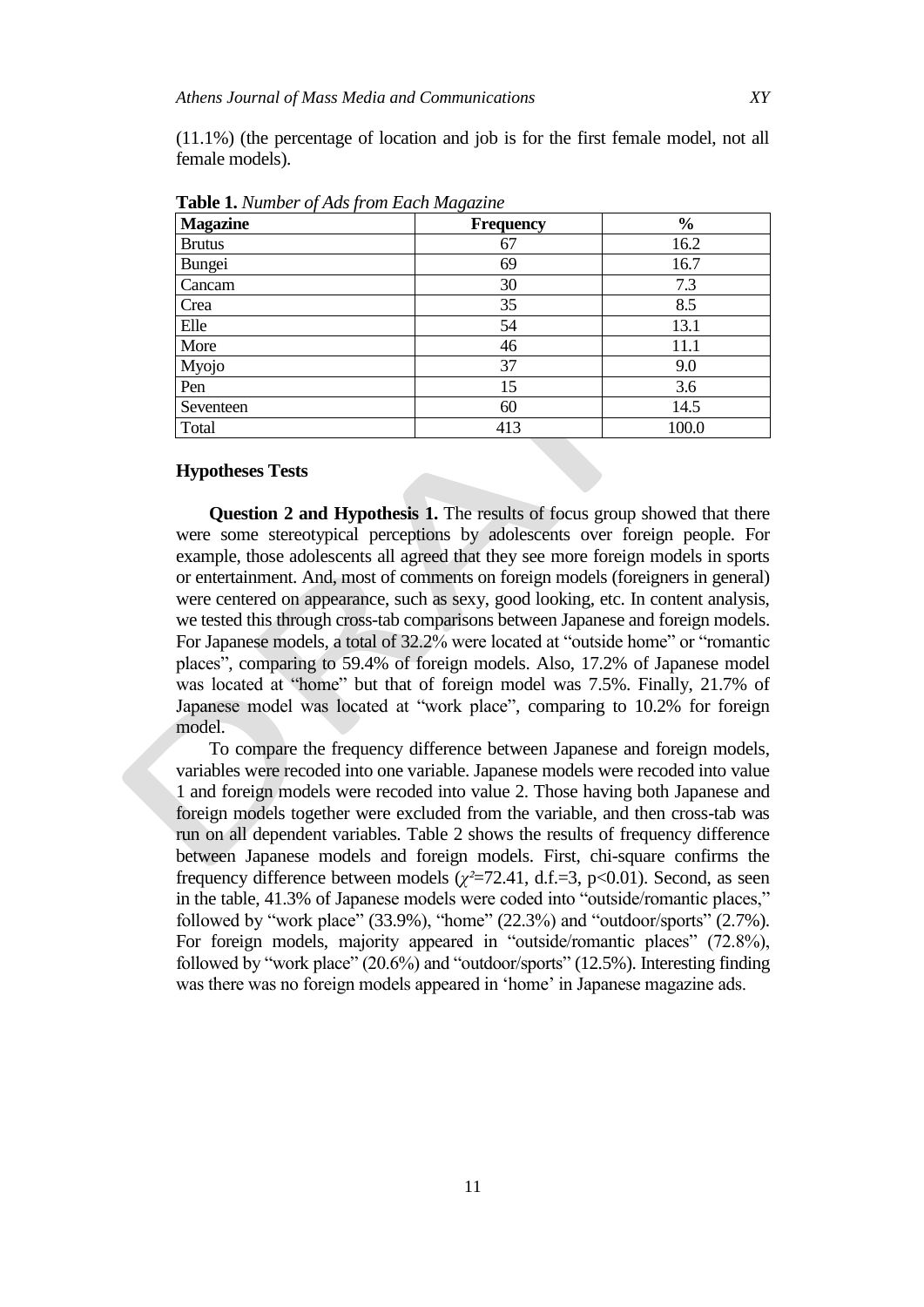(11.1%) (the percentage of location and job is for the first female model, not all female models).

**Table 1.** *Number of Ads from Each Magazine*

| Magazine | Frequency | % |
|---|---|---|
| Brutus | 67 | 16.2 |
| Bungei | 69 | 16.7 |
| Cancam | 30 | 7.3 |
| Crea | 35 | 8.5 |
| Elle | 54 | 13.1 |
| More | 46 | 11.1 |
| Myojo | 37 | 9.0 |
| Pen | 15 | 3.6 |
| Seventeen | 60 | 14.5 |
| Total | 413 | 100.0 |

### Hypotheses Tests

**Question 2 and Hypothesis 1.** The results of focus group showed that there were some stereotypical perceptions by adolescents over foreign people. For example, those adolescents all agreed that they see more foreign models in sports or entertainment. And, most of comments on foreign models (foreigners in general) were centered on appearance, such as sexy, good looking, etc. In content analysis, we tested this through cross-tab comparisons between Japanese and foreign models. For Japanese models, a total of 32.2% were located at "outside home" or "romantic places", comparing to 59.4% of foreign models. Also, 17.2% of Japanese model was located at "home" but that of foreign model was 7.5%. Finally, 21.7% of Japanese model was located at "work place", comparing to 10.2% for foreign model.

To compare the frequency difference between Japanese and foreign models, variables were recoded into one variable. Japanese models were recoded into value 1 and foreign models were recoded into value 2. Those having both Japanese and foreign models together were excluded from the variable, and then cross-tab was run on all dependent variables. Table 2 shows the results of frequency difference between Japanese models and foreign models. First, chi-square confirms the frequency difference between models ($\chi^2$=72.41, d.f.=3, p<0.01). Second, as seen in the table, 41.3% of Japanese models were coded into "outside/romantic places," followed by "work place" (33.9%), "home" (22.3%) and "outdoor/sports" (2.7%). For foreign models, majority appeared in "outside/romantic places" (72.8%), followed by "work place" (20.6%) and "outdoor/sports" (12.5%). Interesting finding was there was no foreign models appeared in 'home' in Japanese magazine ads.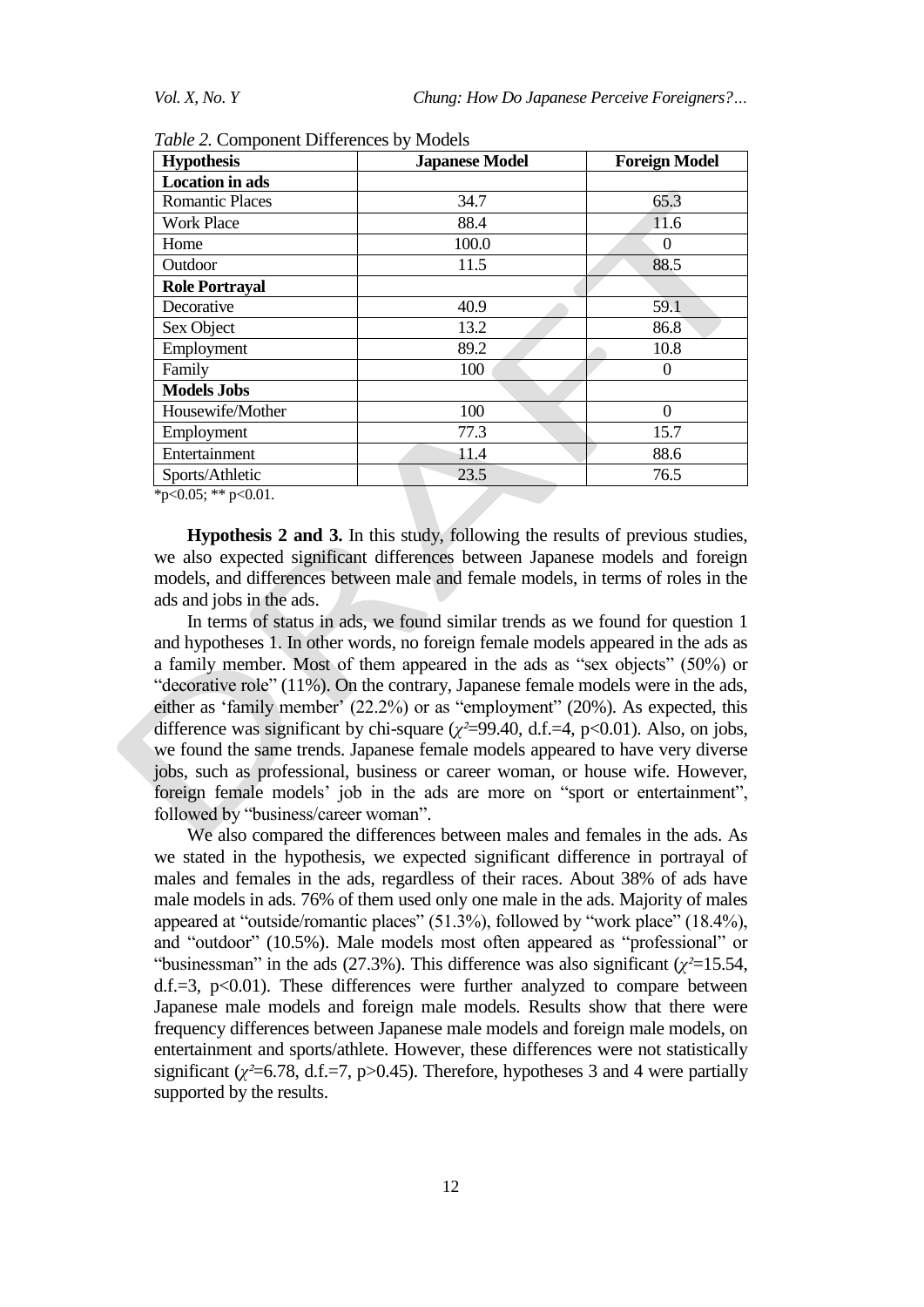*Table 2.* Component Differences by Models

| Hypothesis | Japanese Model | Foreign Model |
|---|---|---|
| **Location in ads** | | |
| Romantic Places | 34.7 | 65.3 |
| Work Place | 88.4 | 11.6 |
| Home | 100.0 | 0 |
| Outdoor | 11.5 | 88.5 |
| **Role Portrayal** | | |
| Decorative | 40.9 | 59.1 |
| Sex Object | 13.2 | 86.8 |
| Employment | 89.2 | 10.8 |
| Family | 100 | 0 |
| **Models Jobs** | | |
| Housewife/Mother | 100 | 0 |
| Employment | 77.3 | 15.7 |
| Entertainment | 11.4 | 88.6 |
| Sports/Athletic | 23.5 | 76.5 |

*$p<0.05$; ** $p<0.01$.

**Hypothesis 2 and 3.** In this study, following the results of previous studies, we also expected significant differences between Japanese models and foreign models, and differences between male and female models, in terms of roles in the ads and jobs in the ads.

In terms of status in ads, we found similar trends as we found for question 1 and hypotheses 1. In other words, no foreign female models appeared in the ads as a family member. Most of them appeared in the ads as "sex objects" (50%) or "decorative role" (11%). On the contrary, Japanese female models were in the ads, either as 'family member' (22.2%) or as "employment" (20%). As expected, this difference was significant by chi-square ($\chi^2$=99.40, d.f.=4, $p<0.01$). Also, on jobs, we found the same trends. Japanese female models appeared to have very diverse jobs, such as professional, business or career woman, or house wife. However, foreign female models' job in the ads are more on "sport or entertainment", followed by "business/career woman".

We also compared the differences between males and females in the ads. As we stated in the hypothesis, we expected significant difference in portrayal of males and females in the ads, regardless of their races. About 38% of ads have male models in ads. 76% of them used only one male in the ads. Majority of males appeared at "outside/romantic places" (51.3%), followed by "work place" (18.4%), and "outdoor" (10.5%). Male models most often appeared as "professional" or "businessman" in the ads (27.3%). This difference was also significant ($\chi^2$=15.54, d.f.=3, $p<0.01$). These differences were further analyzed to compare between Japanese male models and foreign male models. Results show that there were frequency differences between Japanese male models and foreign male models, on entertainment and sports/athlete. However, these differences were not statistically significant ($\chi^2$=6.78, d.f.=7, $p>0.45$). Therefore, hypotheses 3 and 4 were partially supported by the results.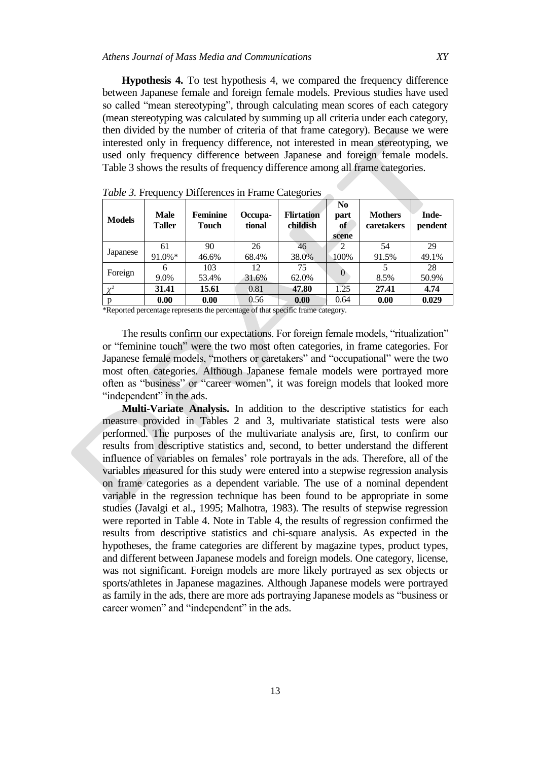**Hypothesis 4.** To test hypothesis 4, we compared the frequency difference between Japanese female and foreign female models. Previous studies have used so called "mean stereotyping", through calculating mean scores of each category (mean stereotyping was calculated by summing up all criteria under each category, then divided by the number of criteria of that frame category). Because we were interested only in frequency difference, not interested in mean stereotyping, we used only frequency difference between Japanese and foreign female models. Table 3 shows the results of frequency difference among all frame categories.

*Table 3.* Frequency Differences in Frame Categories

| Models | Male Taller | Feminine Touch | Occupa-tional | Flirtation childish | No part of scene | Mothers caretakers | Inde-pendent |
|---|---|---|---|---|---|---|---|
| Japanese | 61<br>91.0%* | 90<br>46.6% | 26<br>68.4% | 46<br>38.0% | 2<br>100% | 54<br>91.5% | 29<br>49.1% |
| Foreign | 6<br>9.0% | 103<br>53.4% | 12<br>31.6% | 75<br>62.0% | 0 | 5<br>8.5% | 28<br>50.9% |
| $\chi^2$ | **31.41** | **15.61** | 0.81 | **47.80** | 1.25 | **27.41** | **4.74** |
| p | **0.00** | **0.00** | 0.56 | **0.00** | 0.64 | **0.00** | **0.029** |

*Reported percentage represents the percentage of that specific frame category.

The results confirm our expectations. For foreign female models, "ritualization" or "feminine touch" were the two most often categories, in frame categories. For Japanese female models, "mothers or caretakers" and "occupational" were the two most often categories. Although Japanese female models were portrayed more often as "business" or "career women", it was foreign models that looked more "independent" in the ads.

**Multi-Variate Analysis.** In addition to the descriptive statistics for each measure provided in Tables 2 and 3, multivariate statistical tests were also performed. The purposes of the multivariate analysis are, first, to confirm our results from descriptive statistics and, second, to better understand the different influence of variables on females' role portrayals in the ads. Therefore, all of the variables measured for this study were entered into a stepwise regression analysis on frame categories as a dependent variable. The use of a nominal dependent variable in the regression technique has been found to be appropriate in some studies (Javalgi et al., 1995; Malhotra, 1983). The results of stepwise regression were reported in Table 4. Note in Table 4, the results of regression confirmed the results from descriptive statistics and chi-square analysis. As expected in the hypotheses, the frame categories are different by magazine types, product types, and different between Japanese models and foreign models. One category, license, was not significant. Foreign models are more likely portrayed as sex objects or sports/athletes in Japanese magazines. Although Japanese models were portrayed as family in the ads, there are more ads portraying Japanese models as "business or career women" and "independent" in the ads.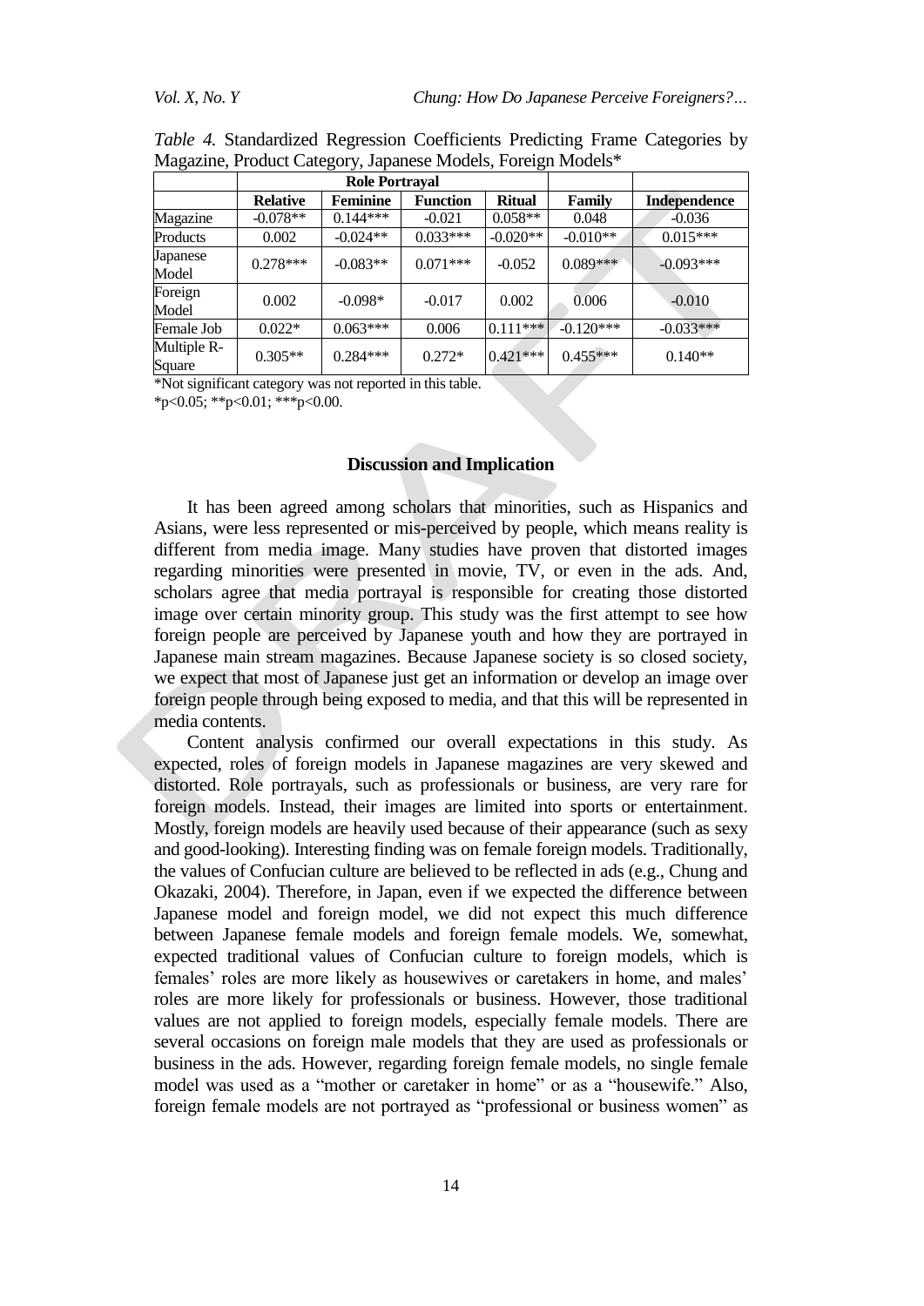*Table 4.* Standardized Regression Coefficients Predicting Frame Categories by Magazine, Product Category, Japanese Models, Foreign Models*

| | Role Portrayal | | | | | |
|---|---|---|---|---|---|---|
| | **Relative** | **Feminine** | **Function** | **Ritual** | **Family** | **Independence** |
| Magazine | -0.078** | 0.144*** | -0.021 | 0.058** | 0.048 | -0.036 |
| Products | 0.002 | -0.024** | 0.033*** | -0.020** | -0.010** | 0.015*** |
| Japanese Model | 0.278*** | -0.083** | 0.071*** | -0.052 | 0.089*** | -0.093*** |
| Foreign Model | 0.002 | -0.098* | -0.017 | 0.002 | 0.006 | -0.010 |
| Female Job | 0.022* | 0.063*** | 0.006 | 0.111*** | -0.120*** | -0.033*** |
| Multiple R-Square | 0.305** | 0.284*** | 0.272* | 0.421*** | 0.455*** | 0.140** |

*Not significant category was not reported in this table.
*p<0.05; **p<0.01; ***p<0.00.

## Discussion and Implication

It has been agreed among scholars that minorities, such as Hispanics and Asians, were less represented or mis-perceived by people, which means reality is different from media image. Many studies have proven that distorted images regarding minorities were presented in movie, TV, or even in the ads. And, scholars agree that media portrayal is responsible for creating those distorted image over certain minority group. This study was the first attempt to see how foreign people are perceived by Japanese youth and how they are portrayed in Japanese main stream magazines. Because Japanese society is so closed society, we expect that most of Japanese just get an information or develop an image over foreign people through being exposed to media, and that this will be represented in media contents.

Content analysis confirmed our overall expectations in this study. As expected, roles of foreign models in Japanese magazines are very skewed and distorted. Role portrayals, such as professionals or business, are very rare for foreign models. Instead, their images are limited into sports or entertainment. Mostly, foreign models are heavily used because of their appearance (such as sexy and good-looking). Interesting finding was on female foreign models. Traditionally, the values of Confucian culture are believed to be reflected in ads (e.g., Chung and Okazaki, 2004). Therefore, in Japan, even if we expected the difference between Japanese model and foreign model, we did not expect this much difference between Japanese female models and foreign female models. We, somewhat, expected traditional values of Confucian culture to foreign models, which is females' roles are more likely as housewives or caretakers in home, and males' roles are more likely for professionals or business. However, those traditional values are not applied to foreign models, especially female models. There are several occasions on foreign male models that they are used as professionals or business in the ads. However, regarding foreign female models, no single female model was used as a "mother or caretaker in home" or as a "housewife." Also, foreign female models are not portrayed as "professional or business women" as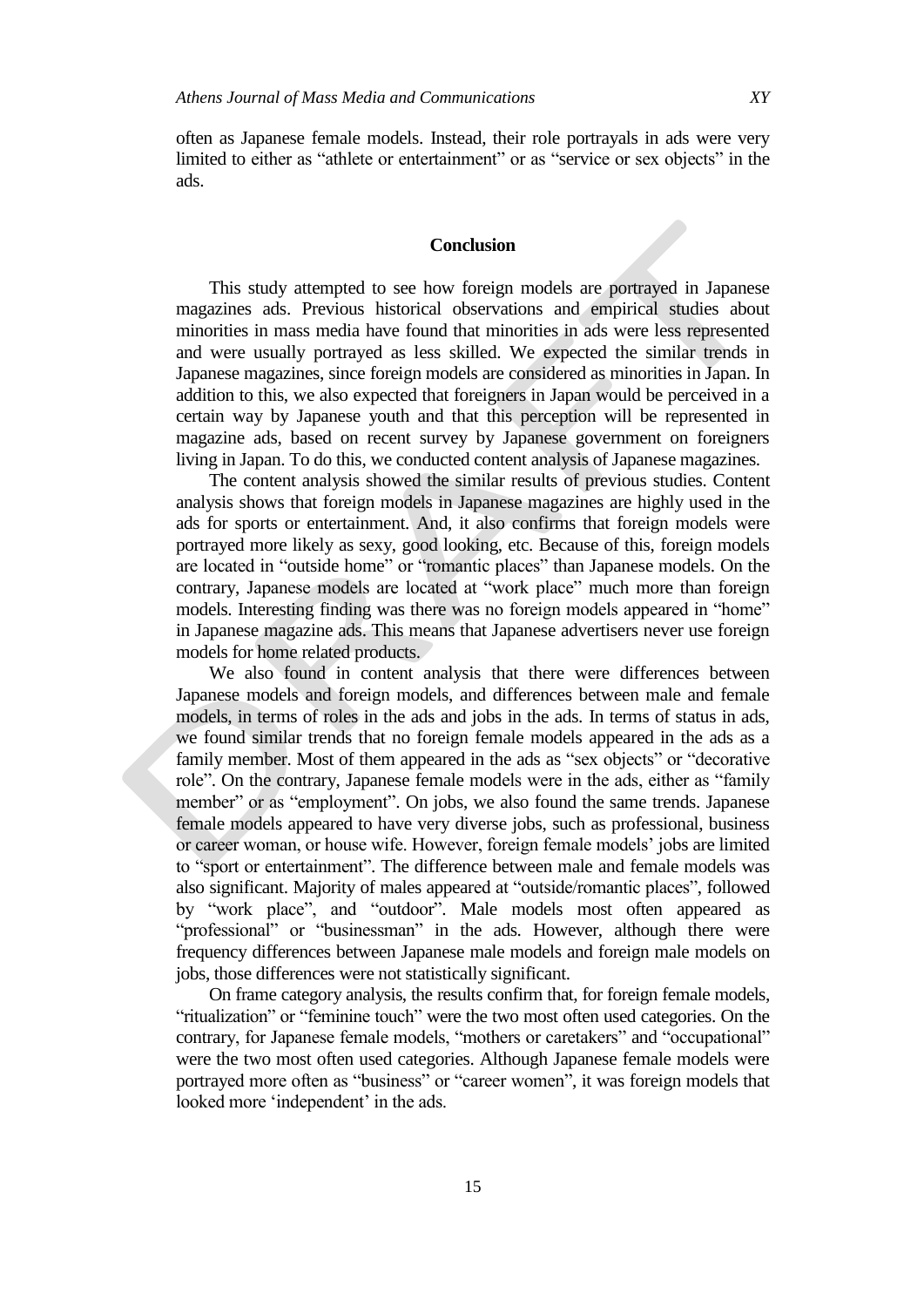often as Japanese female models. Instead, their role portrayals in ads were very limited to either as "athlete or entertainment" or as "service or sex objects" in the ads.

## Conclusion

This study attempted to see how foreign models are portrayed in Japanese magazines ads. Previous historical observations and empirical studies about minorities in mass media have found that minorities in ads were less represented and were usually portrayed as less skilled. We expected the similar trends in Japanese magazines, since foreign models are considered as minorities in Japan. In addition to this, we also expected that foreigners in Japan would be perceived in a certain way by Japanese youth and that this perception will be represented in magazine ads, based on recent survey by Japanese government on foreigners living in Japan. To do this, we conducted content analysis of Japanese magazines.

The content analysis showed the similar results of previous studies. Content analysis shows that foreign models in Japanese magazines are highly used in the ads for sports or entertainment. And, it also confirms that foreign models were portrayed more likely as sexy, good looking, etc. Because of this, foreign models are located in "outside home" or "romantic places" than Japanese models. On the contrary, Japanese models are located at "work place" much more than foreign models. Interesting finding was there was no foreign models appeared in "home" in Japanese magazine ads. This means that Japanese advertisers never use foreign models for home related products.

We also found in content analysis that there were differences between Japanese models and foreign models, and differences between male and female models, in terms of roles in the ads and jobs in the ads. In terms of status in ads, we found similar trends that no foreign female models appeared in the ads as a family member. Most of them appeared in the ads as "sex objects" or "decorative role". On the contrary, Japanese female models were in the ads, either as "family member" or as "employment". On jobs, we also found the same trends. Japanese female models appeared to have very diverse jobs, such as professional, business or career woman, or house wife. However, foreign female models' jobs are limited to "sport or entertainment". The difference between male and female models was also significant. Majority of males appeared at "outside/romantic places", followed by "work place", and "outdoor". Male models most often appeared as "professional" or "businessman" in the ads. However, although there were frequency differences between Japanese male models and foreign male models on jobs, those differences were not statistically significant.

On frame category analysis, the results confirm that, for foreign female models, "ritualization" or "feminine touch" were the two most often used categories. On the contrary, for Japanese female models, "mothers or caretakers" and "occupational" were the two most often used categories. Although Japanese female models were portrayed more often as "business" or "career women", it was foreign models that looked more 'independent' in the ads.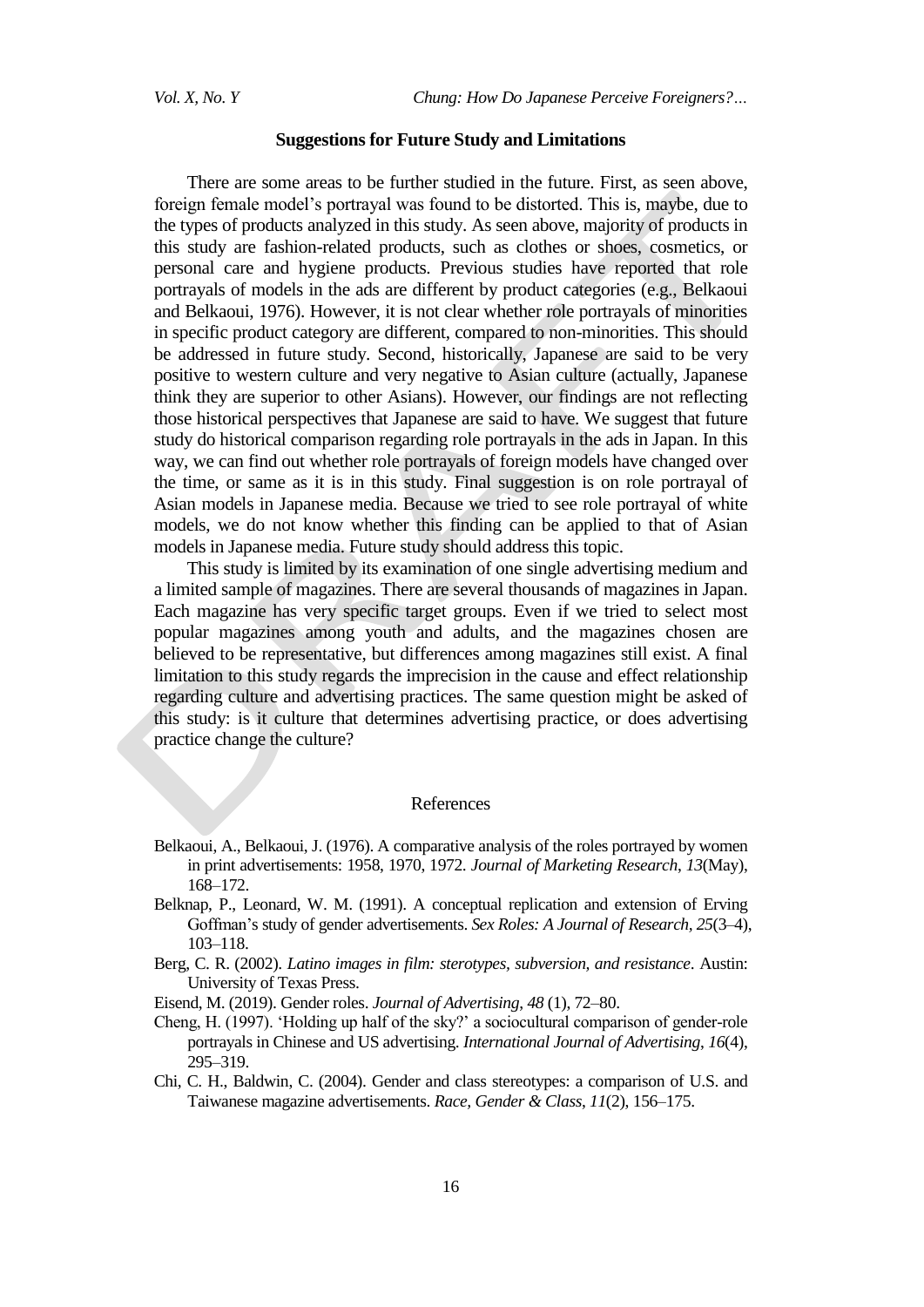### Suggestions for Future Study and Limitations

There are some areas to be further studied in the future. First, as seen above, foreign female model's portrayal was found to be distorted. This is, maybe, due to the types of products analyzed in this study. As seen above, majority of products in this study are fashion-related products, such as clothes or shoes, cosmetics, or personal care and hygiene products. Previous studies have reported that role portrayals of models in the ads are different by product categories (e.g., Belkaoui and Belkaoui, 1976). However, it is not clear whether role portrayals of minorities in specific product category are different, compared to non-minorities. This should be addressed in future study. Second, historically, Japanese are said to be very positive to western culture and very negative to Asian culture (actually, Japanese think they are superior to other Asians). However, our findings are not reflecting those historical perspectives that Japanese are said to have. We suggest that future study do historical comparison regarding role portrayals in the ads in Japan. In this way, we can find out whether role portrayals of foreign models have changed over the time, or same as it is in this study. Final suggestion is on role portrayal of Asian models in Japanese media. Because we tried to see role portrayal of white models, we do not know whether this finding can be applied to that of Asian models in Japanese media. Future study should address this topic.

This study is limited by its examination of one single advertising medium and a limited sample of magazines. There are several thousands of magazines in Japan. Each magazine has very specific target groups. Even if we tried to select most popular magazines among youth and adults, and the magazines chosen are believed to be representative, but differences among magazines still exist. A final limitation to this study regards the imprecision in the cause and effect relationship regarding culture and advertising practices. The same question might be asked of this study: is it culture that determines advertising practice, or does advertising practice change the culture?

## References

Belkaoui, A., Belkaoui, J. (1976). A comparative analysis of the roles portrayed by women in print advertisements: 1958, 1970, 1972. *Journal of Marketing Research*, *13*(May), 168–172.

Belknap, P., Leonard, W. M. (1991). A conceptual replication and extension of Erving Goffman's study of gender advertisements. *Sex Roles: A Journal of Research*, *25*(3–4), 103–118.

Berg, C. R. (2002). *Latino images in film: sterotypes, subversion, and resistance*. Austin: University of Texas Press.

Eisend, M. (2019). Gender roles. *Journal of Advertising*, *48* (1), 72–80.

Cheng, H. (1997). 'Holding up half of the sky?' a sociocultural comparison of gender-role portrayals in Chinese and US advertising. *International Journal of Advertising*, *16*(4), 295–319.

Chi, C. H., Baldwin, C. (2004). Gender and class stereotypes: a comparison of U.S. and Taiwanese magazine advertisements. *Race, Gender & Class*, *11*(2), 156–175.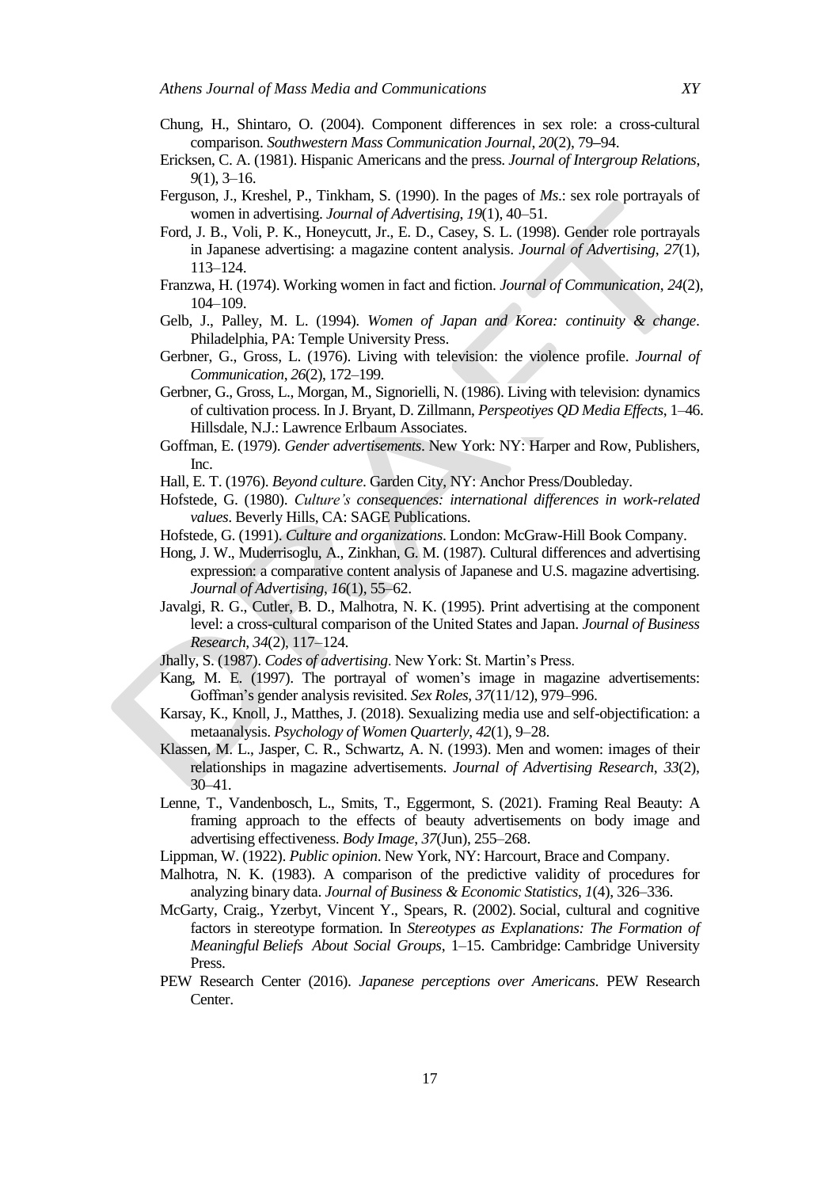Chung, H., Shintaro, O. (2004). Component differences in sex role: a cross-cultural comparison. *Southwestern Mass Communication Journal*, *20*(2), 79–94.

Ericksen, C. A. (1981). Hispanic Americans and the press. *Journal of Intergroup Relations*, *9*(1), 3–16.

Ferguson, J., Kreshel, P., Tinkham, S. (1990). In the pages of *Ms*.: sex role portrayals of women in advertising. *Journal of Advertising*, *19*(1), 40–51.

Ford, J. B., Voli, P. K., Honeycutt, Jr., E. D., Casey, S. L. (1998). Gender role portrayals in Japanese advertising: a magazine content analysis. *Journal of Advertising*, *27*(1), 113–124.

Franzwa, H. (1974). Working women in fact and fiction. *Journal of Communication*, *24*(2), 104–109.

Gelb, J., Palley, M. L. (1994). *Women of Japan and Korea: continuity & change*. Philadelphia, PA: Temple University Press.

Gerbner, G., Gross, L. (1976). Living with television: the violence profile. *Journal of Communication*, *26*(2), 172–199.

Gerbner, G., Gross, L., Morgan, M., Signorielli, N. (1986). Living with television: dynamics of cultivation process. In J. Bryant, D. Zillmann, *Perspeotiyes QD Media Effects*, 1–46. Hillsdale, N.J.: Lawrence Erlbaum Associates.

Goffman, E. (1979). *Gender advertisements*. New York: NY: Harper and Row, Publishers, Inc.

Hall, E. T. (1976). *Beyond culture*. Garden City, NY: Anchor Press/Doubleday.

Hofstede, G. (1980). *Culture's consequences: international differences in work-related values*. Beverly Hills, CA: SAGE Publications.

Hofstede, G. (1991). *Culture and organizations*. London: McGraw-Hill Book Company.

Hong, J. W., Muderrisoglu, A., Zinkhan, G. M. (1987). Cultural differences and advertising expression: a comparative content analysis of Japanese and U.S. magazine advertising. *Journal of Advertising*, *16*(1), 55–62.

Javalgi, R. G., Cutler, B. D., Malhotra, N. K. (1995). Print advertising at the component level: a cross-cultural comparison of the United States and Japan. *Journal of Business Research*, *34*(2), 117–124.

Jhally, S. (1987). *Codes of advertising*. New York: St. Martin's Press.

Kang, M. E. (1997). The portrayal of women's image in magazine advertisements: Goffman's gender analysis revisited. *Sex Roles*, *37*(11/12), 979–996.

Karsay, K., Knoll, J., Matthes, J. (2018). Sexualizing media use and self-objectification: a metaanalysis. *Psychology of Women Quarterly*, *42*(1), 9–28.

Klassen, M. L., Jasper, C. R., Schwartz, A. N. (1993). Men and women: images of their relationships in magazine advertisements. *Journal of Advertising Research*, *33*(2), 30–41.

Lenne, T., Vandenbosch, L., Smits, T., Eggermont, S. (2021). Framing Real Beauty: A framing approach to the effects of beauty advertisements on body image and advertising effectiveness. *Body Image*, *37*(Jun), 255–268.

Lippman, W. (1922). *Public opinion*. New York, NY: Harcourt, Brace and Company.

Malhotra, N. K. (1983). A comparison of the predictive validity of procedures for analyzing binary data. *Journal of Business & Economic Statistics*, *1*(4), 326–336.

McGarty, Craig., Yzerbyt, Vincent Y., Spears, R. (2002). Social, cultural and cognitive factors in stereotype formation. In *Stereotypes as Explanations: The Formation of Meaningful Beliefs About Social Groups*, 1–15. Cambridge: Cambridge University Press.

PEW Research Center (2016). *Japanese perceptions over Americans*. PEW Research Center.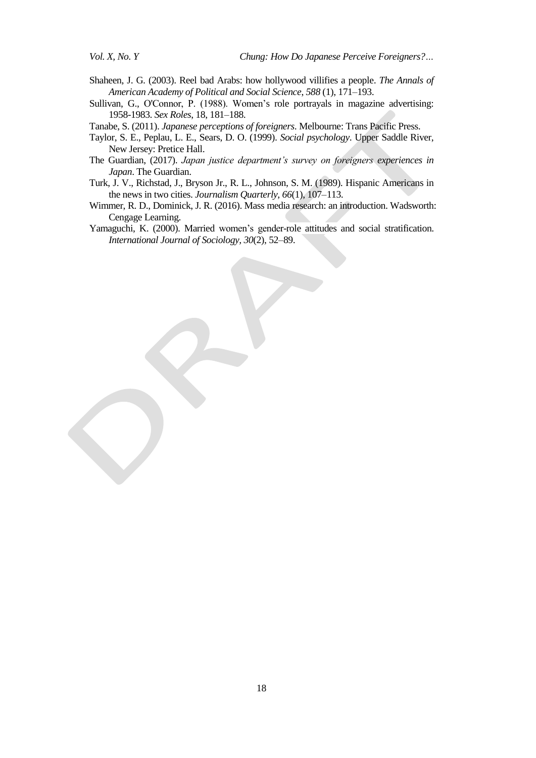Shaheen, J. G. (2003). Reel bad Arabs: how hollywood villifies a people. *The Annals of American Academy of Political and Social Science*, *588* (1), 171–193.

Sullivan, G., O'Connor, P. (1988). Women's role portrayals in magazine advertising: 1958-1983. *Sex Roles*, 18, 181–188.

Tanabe, S. (2011). *Japanese perceptions of foreigners*. Melbourne: Trans Pacific Press.

Taylor, S. E., Peplau, L. E., Sears, D. O. (1999). *Social psychology*. Upper Saddle River, New Jersey: Pretice Hall.

The Guardian, (2017). *Japan justice department's survey on foreigners experiences in Japan*. The Guardian.

Turk, J. V., Richstad, J., Bryson Jr., R. L., Johnson, S. M. (1989). Hispanic Americans in the news in two cities. *Journalism Quarterly*, *66*(1), 107–113.

Wimmer, R. D., Dominick, J. R. (2016). Mass media research: an introduction. Wadsworth: Cengage Learning.

Yamaguchi, K. (2000). Married women's gender-role attitudes and social stratification. *International Journal of Sociology*, *30*(2), 52–89.